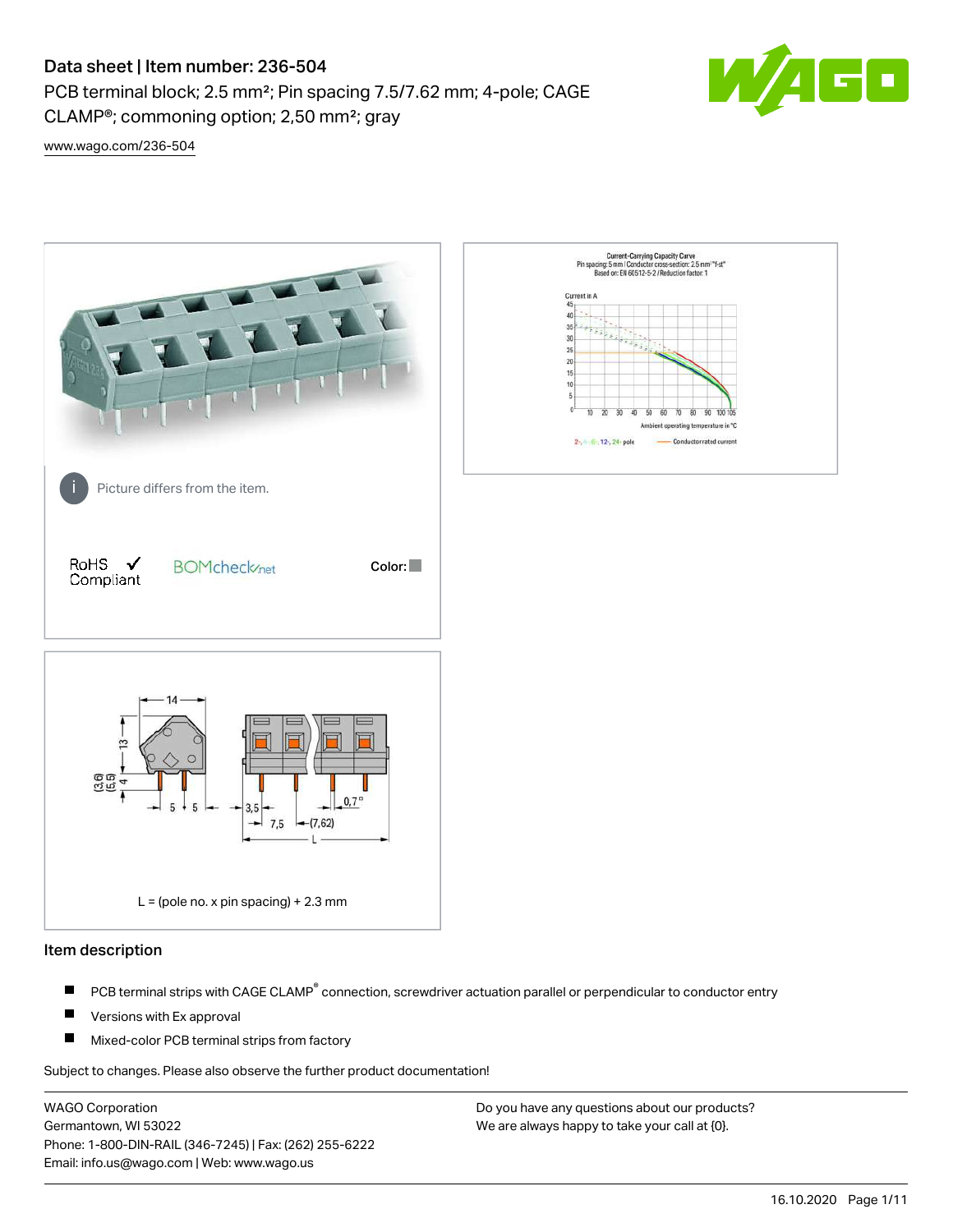# Data sheet | Item number: 236-504

PCB terminal block; 2.5 mm²; Pin spacing 7.5/7.62 mm; 4-pole; CAGE CLAMP®; commoning option; 2,50 mm²; gray

www.wago.com/236-504

Picture differs from the item.

RoHS ✓ Compliant    BOMcheck.net    Color: ■

L = (pole no. x pin spacing) + 2.3 mm

## Item description

- PCB terminal strips with CAGE CLAMP® connection, screwdriver actuation parallel or perpendicular to conductor entry
- Versions with Ex approval
- Mixed-color PCB terminal strips from factory

Subject to changes. Please also observe the further product documentation!

WAGO Corporation
Germantown, WI 53022
Phone: 1-800-DIN-RAIL (346-7245) | Fax: (262) 255-6222
Email: info.us@wago.com | Web: www.wago.us

Do you have any questions about our products?
We are always happy to take your call at {0}.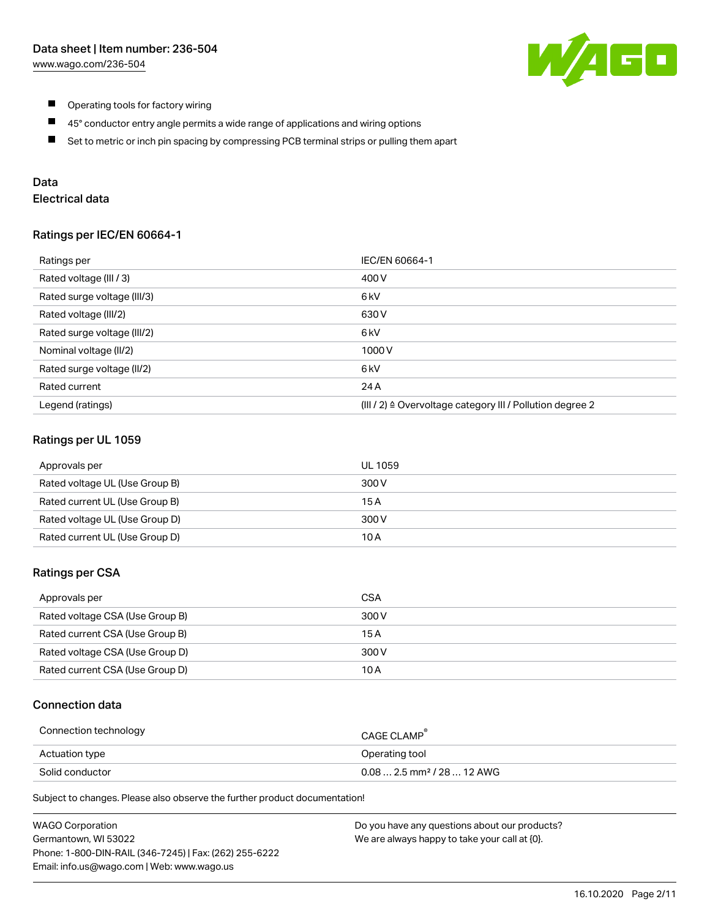- Operating tools for factory wiring
- 45° conductor entry angle permits a wide range of applications and wiring options
- Set to metric or inch pin spacing by compressing PCB terminal strips or pulling them apart

## Data

### Electrical data

#### Ratings per IEC/EN 60664-1

| Ratings per | IEC/EN 60664-1 |
| --- | --- |
| Rated voltage (III / 3) | 400 V |
| Rated surge voltage (III/3) | 6 kV |
| Rated voltage (III/2) | 630 V |
| Rated surge voltage (III/2) | 6 kV |
| Nominal voltage (II/2) | 1000 V |
| Rated surge voltage (II/2) | 6 kV |
| Rated current | 24 A |
| Legend (ratings) | (III / 2) ≙ Overvoltage category III / Pollution degree 2 |

#### Ratings per UL 1059

| Approvals per | UL 1059 |
| --- | --- |
| Rated voltage UL (Use Group B) | 300 V |
| Rated current UL (Use Group B) | 15 A |
| Rated voltage UL (Use Group D) | 300 V |
| Rated current UL (Use Group D) | 10 A |

#### Ratings per CSA

| Approvals per | CSA |
| --- | --- |
| Rated voltage CSA (Use Group B) | 300 V |
| Rated current CSA (Use Group B) | 15 A |
| Rated voltage CSA (Use Group D) | 300 V |
| Rated current CSA (Use Group D) | 10 A |

### Connection data

| Connection technology | CAGE CLAMP® |
| --- | --- |
| Actuation type | Operating tool |
| Solid conductor | 0.08 … 2.5 mm² / 28 … 12 AWG |

Subject to changes. Please also observe the further product documentation!

WAGO Corporation
Germantown, WI 53022
Phone: 1-800-DIN-RAIL (346-7245) | Fax: (262) 255-6222
Email: info.us@wago.com | Web: www.wago.us

Do you have any questions about our products?
We are always happy to take your call at {0}.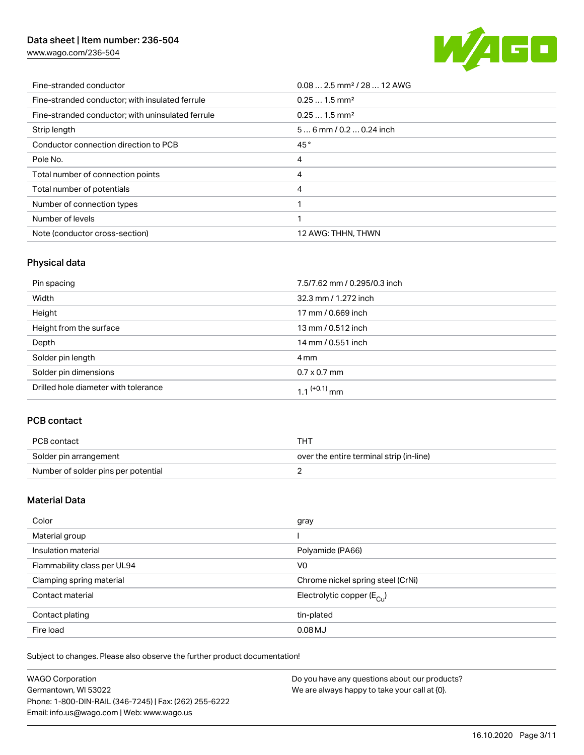| Fine-stranded conductor | 0.08 … 2.5 mm² / 28 … 12 AWG |
| --- | --- |
| Fine-stranded conductor; with insulated ferrule | 0.25 … 1.5 mm² |
| Fine-stranded conductor; with uninsulated ferrule | 0.25 … 1.5 mm² |
| Strip length | 5 … 6 mm / 0.2 … 0.24 inch |
| Conductor connection direction to PCB | 45 ° |
| Pole No. | 4 |
| Total number of connection points | 4 |
| Total number of potentials | 4 |
| Number of connection types | 1 |
| Number of levels | 1 |
| Note (conductor cross-section) | 12 AWG: THHN, THWN |

## Physical data

| Pin spacing | 7.5/7.62 mm / 0.295/0.3 inch |
| --- | --- |
| Width | 32.3 mm / 1.272 inch |
| Height | 17 mm / 0.669 inch |
| Height from the surface | 13 mm / 0.512 inch |
| Depth | 14 mm / 0.551 inch |
| Solder pin length | 4 mm |
| Solder pin dimensions | 0.7 x 0.7 mm |
| Drilled hole diameter with tolerance | $1.1^{(+0.1)}$ mm |

## PCB contact

| PCB contact | THT |
| --- | --- |
| Solder pin arrangement | over the entire terminal strip (in-line) |
| Number of solder pins per potential | 2 |

## Material Data

| Color | gray |
| --- | --- |
| Material group | I |
| Insulation material | Polyamide (PA66) |
| Flammability class per UL94 | V0 |
| Clamping spring material | Chrome nickel spring steel (CrNi) |
| Contact material | Electrolytic copper ($E_{Cu}$) |
| Contact plating | tin-plated |
| Fire load | 0.08 MJ |

Subject to changes. Please also observe the further product documentation!

WAGO Corporation
Germantown, WI 53022
Phone: 1-800-DIN-RAIL (346-7245) | Fax: (262) 255-6222
Email: info.us@wago.com | Web: www.wago.us

Do you have any questions about our products?
We are always happy to take your call at {0}.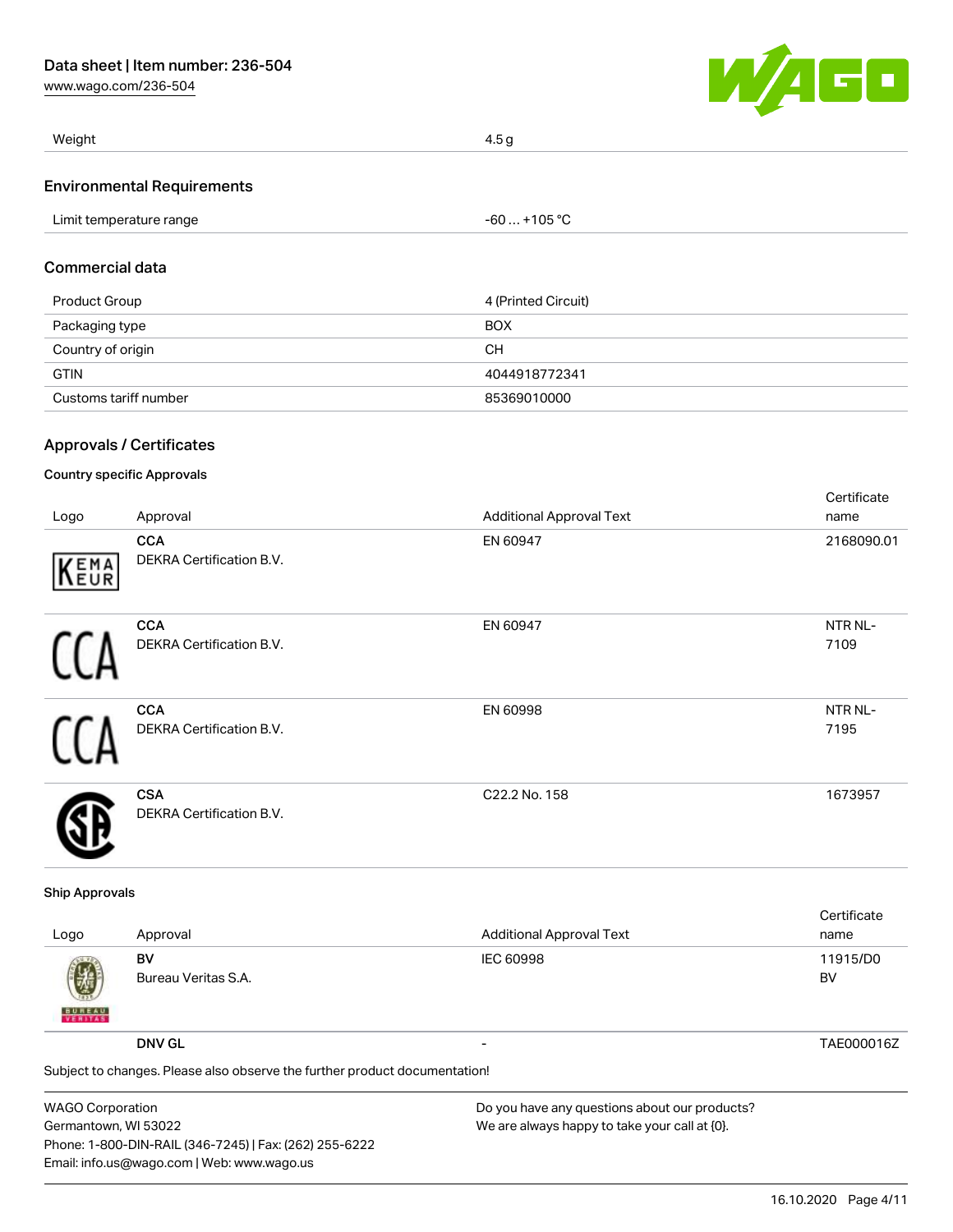| Weight | 4.5 g |
| --- | --- |

## Environmental Requirements

| Limit temperature range | -60 … +105 °C |
| --- | --- |

## Commercial data

| Product Group | 4 (Printed Circuit) |
| --- | --- |
| Packaging type | BOX |
| Country of origin | CH |
| GTIN | 4044918772341 |
| Customs tariff number | 85369010000 |

## Approvals / Certificates

### Country specific Approvals

| Logo | Approval | Additional Approval Text | Certificate name |
| --- | --- | --- | --- |
| | **CCA** DEKRA Certification B.V. | EN 60947 | 2168090.01 |
| | **CCA** DEKRA Certification B.V. | EN 60947 | NTR NL-7109 |
| | **CCA** DEKRA Certification B.V. | EN 60998 | NTR NL-7195 |
| | **CSA** DEKRA Certification B.V. | C22.2 No. 158 | 1673957 |

### Ship Approvals

| Logo | Approval | Additional Approval Text | Certificate name |
| --- | --- | --- | --- |
| | **BV** Bureau Veritas S.A. | IEC 60998 | 11915/D0 BV |
| | **DNV GL** | - | TAE000016Z |

Subject to changes. Please also observe the further product documentation!

WAGO Corporation
Germantown, WI 53022
Phone: 1-800-DIN-RAIL (346-7245) | Fax: (262) 255-6222
Email: info.us@wago.com | Web: www.wago.us

Do you have any questions about our products?
We are always happy to take your call at {0}.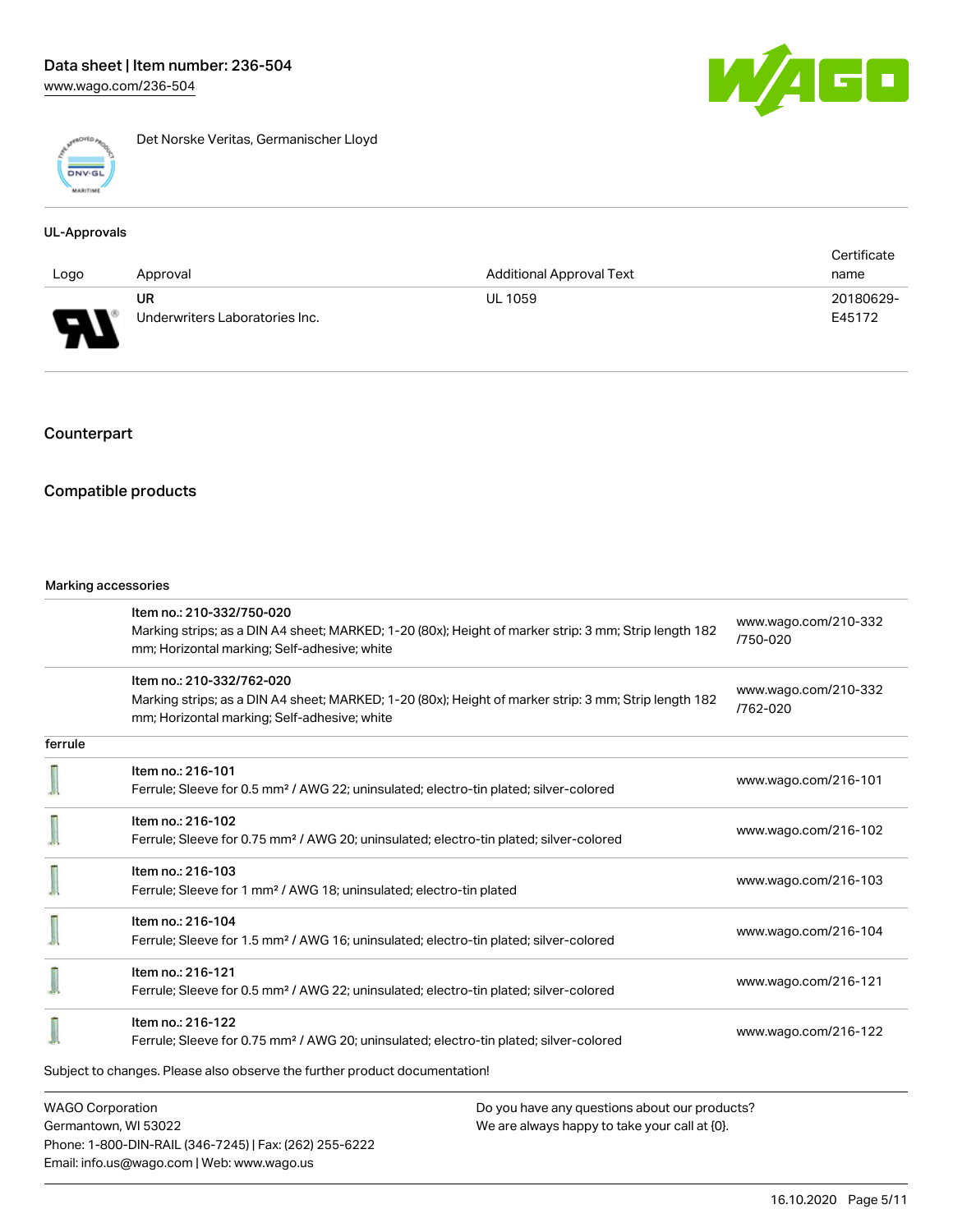Det Norske Veritas, Germanischer Lloyd

### UL-Approvals

| Logo | Approval | Additional Approval Text | Certificate name |
| --- | --- | --- | --- |
| | UR<br>Underwriters Laboratories Inc. | UL 1059 | 20180629-E45172 |

## Counterpart

## Compatible products

#### Marking accessories

| | | |
| --- | --- | --- |
| | Item no.: 210-332/750-020<br>Marking strips; as a DIN A4 sheet; MARKED; 1-20 (80x); Height of marker strip: 3 mm; Strip length 182 mm; Horizontal marking; Self-adhesive; white | www.wago.com/210-332/750-020 |
| | Item no.: 210-332/762-020<br>Marking strips; as a DIN A4 sheet; MARKED; 1-20 (80x); Height of marker strip: 3 mm; Strip length 182 mm; Horizontal marking; Self-adhesive; white | www.wago.com/210-332/762-020 |

#### ferrule

| | | |
| --- | --- | --- |
| | Item no.: 216-101<br>Ferrule; Sleeve for 0.5 mm² / AWG 22; uninsulated; electro-tin plated; silver-colored | www.wago.com/216-101 |
| | Item no.: 216-102<br>Ferrule; Sleeve for 0.75 mm² / AWG 20; uninsulated; electro-tin plated; silver-colored | www.wago.com/216-102 |
| | Item no.: 216-103<br>Ferrule; Sleeve for 1 mm² / AWG 18; uninsulated; electro-tin plated | www.wago.com/216-103 |
| | Item no.: 216-104<br>Ferrule; Sleeve for 1.5 mm² / AWG 16; uninsulated; electro-tin plated; silver-colored | www.wago.com/216-104 |
| | Item no.: 216-121<br>Ferrule; Sleeve for 0.5 mm² / AWG 22; uninsulated; electro-tin plated; silver-colored | www.wago.com/216-121 |
| | Item no.: 216-122<br>Ferrule; Sleeve for 0.75 mm² / AWG 20; uninsulated; electro-tin plated; silver-colored | www.wago.com/216-122 |

Subject to changes. Please also observe the further product documentation!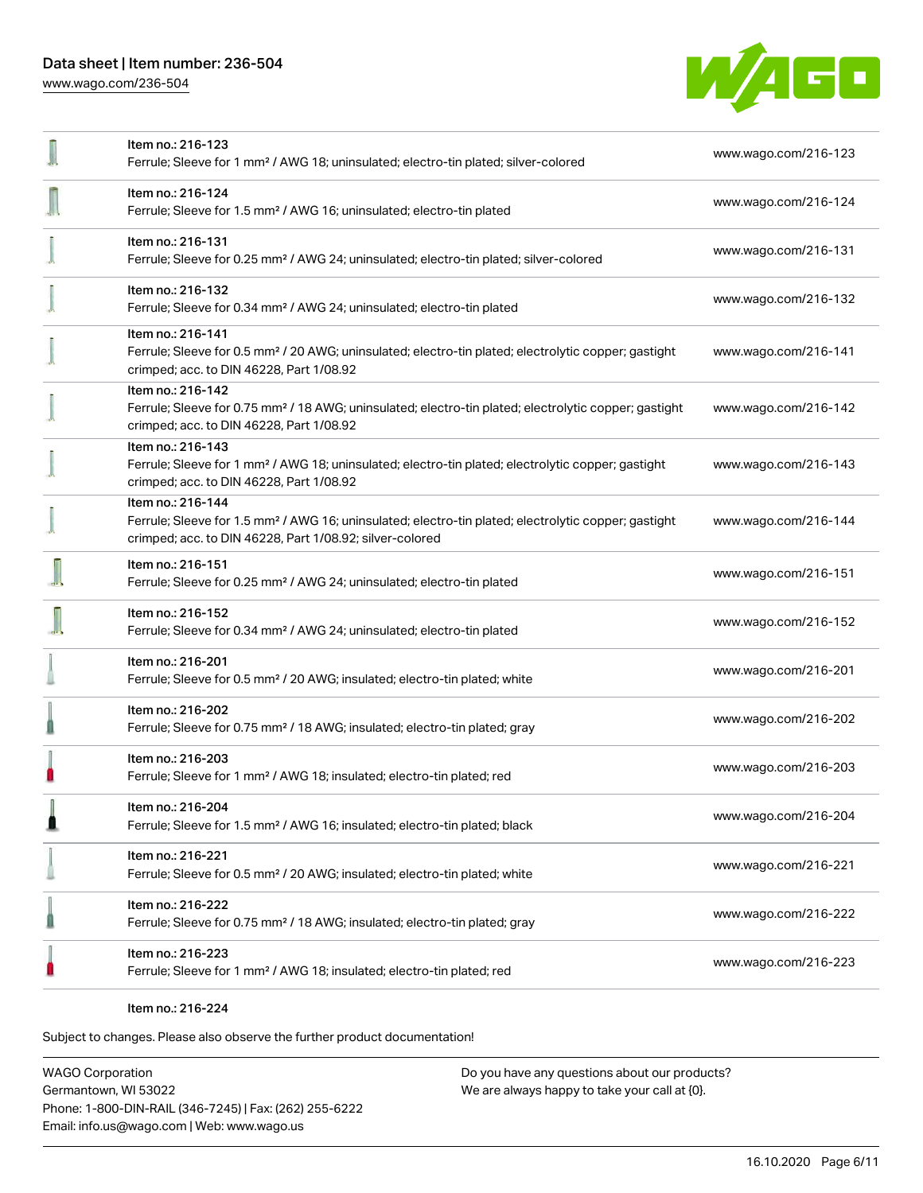| | | |
|---|---|---|
| | Item no.: 216-123<br>Ferrule; Sleeve for 1 mm² / AWG 18; uninsulated; electro-tin plated; silver-colored | www.wago.com/216-123 |
| | Item no.: 216-124<br>Ferrule; Sleeve for 1.5 mm² / AWG 16; uninsulated; electro-tin plated | www.wago.com/216-124 |
| | Item no.: 216-131<br>Ferrule; Sleeve for 0.25 mm² / AWG 24; uninsulated; electro-tin plated; silver-colored | www.wago.com/216-131 |
| | Item no.: 216-132<br>Ferrule; Sleeve for 0.34 mm² / AWG 24; uninsulated; electro-tin plated | www.wago.com/216-132 |
| | Item no.: 216-141<br>Ferrule; Sleeve for 0.5 mm² / 20 AWG; uninsulated; electro-tin plated; electrolytic copper; gastight crimped; acc. to DIN 46228, Part 1/08.92 | www.wago.com/216-141 |
| | Item no.: 216-142<br>Ferrule; Sleeve for 0.75 mm² / 18 AWG; uninsulated; electro-tin plated; electrolytic copper; gastight crimped; acc. to DIN 46228, Part 1/08.92 | www.wago.com/216-142 |
| | Item no.: 216-143<br>Ferrule; Sleeve for 1 mm² / AWG 18; uninsulated; electro-tin plated; electrolytic copper; gastight crimped; acc. to DIN 46228, Part 1/08.92 | www.wago.com/216-143 |
| | Item no.: 216-144<br>Ferrule; Sleeve for 1.5 mm² / AWG 16; uninsulated; electro-tin plated; electrolytic copper; gastight crimped; acc. to DIN 46228, Part 1/08.92; silver-colored | www.wago.com/216-144 |
| | Item no.: 216-151<br>Ferrule; Sleeve for 0.25 mm² / AWG 24; uninsulated; electro-tin plated | www.wago.com/216-151 |
| | Item no.: 216-152<br>Ferrule; Sleeve for 0.34 mm² / AWG 24; uninsulated; electro-tin plated | www.wago.com/216-152 |
| | Item no.: 216-201<br>Ferrule; Sleeve for 0.5 mm² / 20 AWG; insulated; electro-tin plated; white | www.wago.com/216-201 |
| | Item no.: 216-202<br>Ferrule; Sleeve for 0.75 mm² / 18 AWG; insulated; electro-tin plated; gray | www.wago.com/216-202 |
| | Item no.: 216-203<br>Ferrule; Sleeve for 1 mm² / AWG 18; insulated; electro-tin plated; red | www.wago.com/216-203 |
| | Item no.: 216-204<br>Ferrule; Sleeve for 1.5 mm² / AWG 16; insulated; electro-tin plated; black | www.wago.com/216-204 |
| | Item no.: 216-221<br>Ferrule; Sleeve for 0.5 mm² / 20 AWG; insulated; electro-tin plated; white | www.wago.com/216-221 |
| | Item no.: 216-222<br>Ferrule; Sleeve for 0.75 mm² / 18 AWG; insulated; electro-tin plated; gray | www.wago.com/216-222 |
| | Item no.: 216-223<br>Ferrule; Sleeve for 1 mm² / AWG 18; insulated; electro-tin plated; red | www.wago.com/216-223 |
| | Item no.: 216-224 | |

Subject to changes. Please also observe the further product documentation!

WAGO Corporation
Germantown, WI 53022
Phone: 1-800-DIN-RAIL (346-7245) | Fax: (262) 255-6222
Email: info.us@wago.com | Web: www.wago.us

Do you have any questions about our products?
We are always happy to take your call at {0}.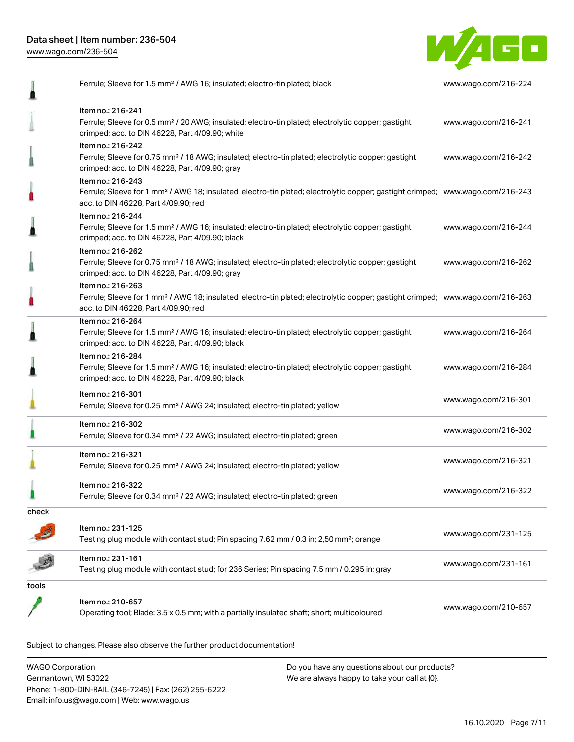| | | |
|---|---|---|
| | Ferrule; Sleeve for 1.5 mm² / AWG 16; insulated; electro-tin plated; black | www.wago.com/216-224 |
| | Item no.: 216-241<br>Ferrule; Sleeve for 0.5 mm² / 20 AWG; insulated; electro-tin plated; electrolytic copper; gastight crimped; acc. to DIN 46228, Part 4/09.90; white | www.wago.com/216-241 |
| | Item no.: 216-242<br>Ferrule; Sleeve for 0.75 mm² / 18 AWG; insulated; electro-tin plated; electrolytic copper; gastight crimped; acc. to DIN 46228, Part 4/09.90; gray | www.wago.com/216-242 |
| | Item no.: 216-243<br>Ferrule; Sleeve for 1 mm² / AWG 18; insulated; electro-tin plated; electrolytic copper; gastight crimped; acc. to DIN 46228, Part 4/09.90; red | www.wago.com/216-243 |
| | Item no.: 216-244<br>Ferrule; Sleeve for 1.5 mm² / AWG 16; insulated; electro-tin plated; electrolytic copper; gastight crimped; acc. to DIN 46228, Part 4/09.90; black | www.wago.com/216-244 |
| | Item no.: 216-262<br>Ferrule; Sleeve for 0.75 mm² / 18 AWG; insulated; electro-tin plated; electrolytic copper; gastight crimped; acc. to DIN 46228, Part 4/09.90; gray | www.wago.com/216-262 |
| | Item no.: 216-263<br>Ferrule; Sleeve for 1 mm² / AWG 18; insulated; electro-tin plated; electrolytic copper; gastight crimped; acc. to DIN 46228, Part 4/09.90; red | www.wago.com/216-263 |
| | Item no.: 216-264<br>Ferrule; Sleeve for 1.5 mm² / AWG 16; insulated; electro-tin plated; electrolytic copper; gastight crimped; acc. to DIN 46228, Part 4/09.90; black | www.wago.com/216-264 |
| | Item no.: 216-284<br>Ferrule; Sleeve for 1.5 mm² / AWG 16; insulated; electro-tin plated; electrolytic copper; gastight crimped; acc. to DIN 46228, Part 4/09.90; black | www.wago.com/216-284 |
| | Item no.: 216-301<br>Ferrule; Sleeve for 0.25 mm² / AWG 24; insulated; electro-tin plated; yellow | www.wago.com/216-301 |
| | Item no.: 216-302<br>Ferrule; Sleeve for 0.34 mm² / 22 AWG; insulated; electro-tin plated; green | www.wago.com/216-302 |
| | Item no.: 216-321<br>Ferrule; Sleeve for 0.25 mm² / AWG 24; insulated; electro-tin plated; yellow | www.wago.com/216-321 |
| | Item no.: 216-322<br>Ferrule; Sleeve for 0.34 mm² / 22 AWG; insulated; electro-tin plated; green | www.wago.com/216-322 |
| check | | |
| | Item no.: 231-125<br>Testing plug module with contact stud; Pin spacing 7.62 mm / 0.3 in; 2,50 mm²; orange | www.wago.com/231-125 |
| | Item no.: 231-161<br>Testing plug module with contact stud; for 236 Series; Pin spacing 7.5 mm / 0.295 in; gray | www.wago.com/231-161 |
| tools | | |
| | Item no.: 210-657<br>Operating tool; Blade: 3.5 x 0.5 mm; with a partially insulated shaft; short; multicoloured | www.wago.com/210-657 |

Subject to changes. Please also observe the further product documentation!

WAGO Corporation
Germantown, WI 53022
Phone: 1-800-DIN-RAIL (346-7245) | Fax: (262) 255-6222
Email: info.us@wago.com | Web: www.wago.us

Do you have any questions about our products?
We are always happy to take your call at {0}.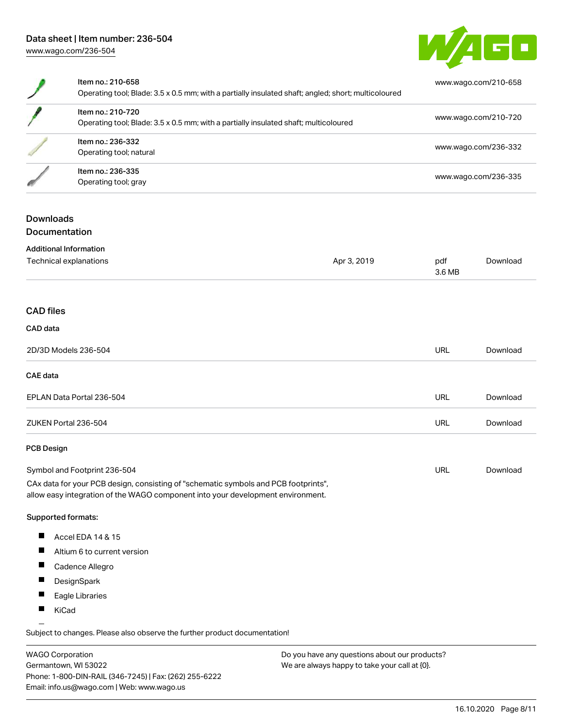| Item | Link |
| --- | --- |
| Item no.: 210-658<br>Operating tool; Blade: 3.5 x 0.5 mm; with a partially insulated shaft; angled; short; multicoloured | www.wago.com/210-658 |
| Item no.: 210-720<br>Operating tool; Blade: 3.5 x 0.5 mm; with a partially insulated shaft; multicoloured | www.wago.com/210-720 |
| Item no.: 236-332<br>Operating tool; natural | www.wago.com/236-332 |
| Item no.: 236-335<br>Operating tool; gray | www.wago.com/236-335 |

## Downloads

### Documentation

#### Additional Information

| | | | |
| --- | --- | --- | --- |
| Technical explanations | Apr 3, 2019 | pdf<br>3.6 MB | Download |

### CAD files

#### CAD data

| | | |
| --- | --- | --- |
| 2D/3D Models 236-504 | URL | Download |

#### CAE data

| | | |
| --- | --- | --- |
| EPLAN Data Portal 236-504 | URL | Download |
| ZUKEN Portal 236-504 | URL | Download |

#### PCB Design

| | | |
| --- | --- | --- |
| Symbol and Footprint 236-504 | URL | Download |

CAx data for your PCB design, consisting of "schematic symbols and PCB footprints", allow easy integration of the WAGO component into your development environment.

Supported formats:

- Accel EDA 14 & 15
- Altium 6 to current version
- Cadence Allegro
- DesignSpark
- Eagle Libraries
- KiCad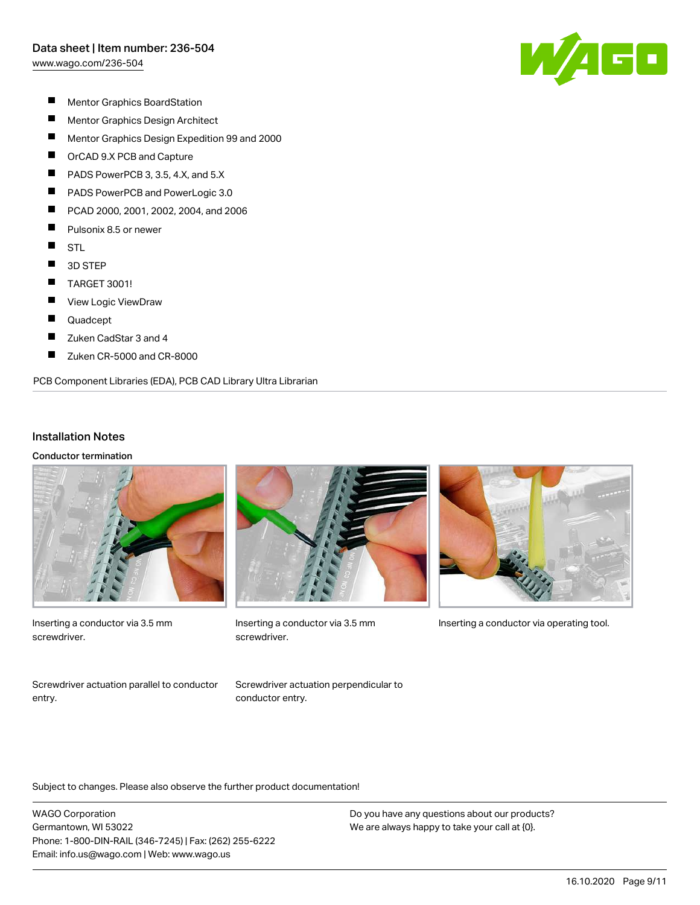- Mentor Graphics BoardStation
- Mentor Graphics Design Architect
- Mentor Graphics Design Expedition 99 and 2000
- OrCAD 9.X PCB and Capture
- PADS PowerPCB 3, 3.5, 4.X, and 5.X
- PADS PowerPCB and PowerLogic 3.0
- PCAD 2000, 2001, 2002, 2004, and 2006
- Pulsonix 8.5 or newer
- STL
- 3D STEP
- TARGET 3001!
- View Logic ViewDraw
- Quadcept
- Zuken CadStar 3 and 4
- Zuken CR-5000 and CR-8000

PCB Component Libraries (EDA), PCB CAD Library Ultra Librarian

## Installation Notes

### Conductor termination

Inserting a conductor via 3.5 mm screwdriver.

Inserting a conductor via 3.5 mm screwdriver.

Inserting a conductor via operating tool.

Screwdriver actuation parallel to conductor entry.

Screwdriver actuation perpendicular to conductor entry.

Subject to changes. Please also observe the further product documentation!

WAGO Corporation
Germantown, WI 53022
Phone: 1-800-DIN-RAIL (346-7245) | Fax: (262) 255-6222
Email: info.us@wago.com | Web: www.wago.us

Do you have any questions about our products?
We are always happy to take your call at {0}.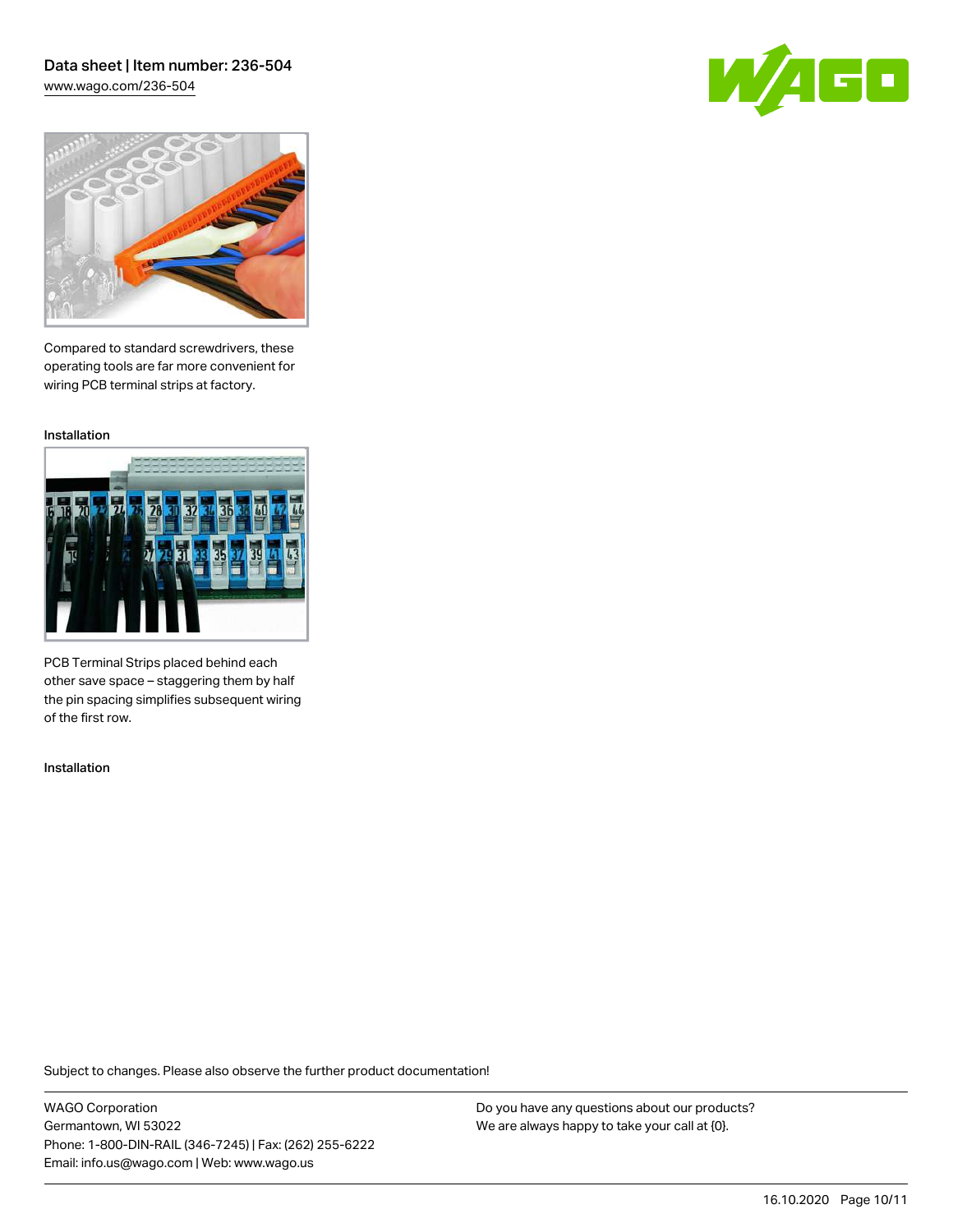Compared to standard screwdrivers, these operating tools are far more convenient for wiring PCB terminal strips at factory.

Installation

PCB Terminal Strips placed behind each other save space – staggering them by half the pin spacing simplifies subsequent wiring of the first row.

Installation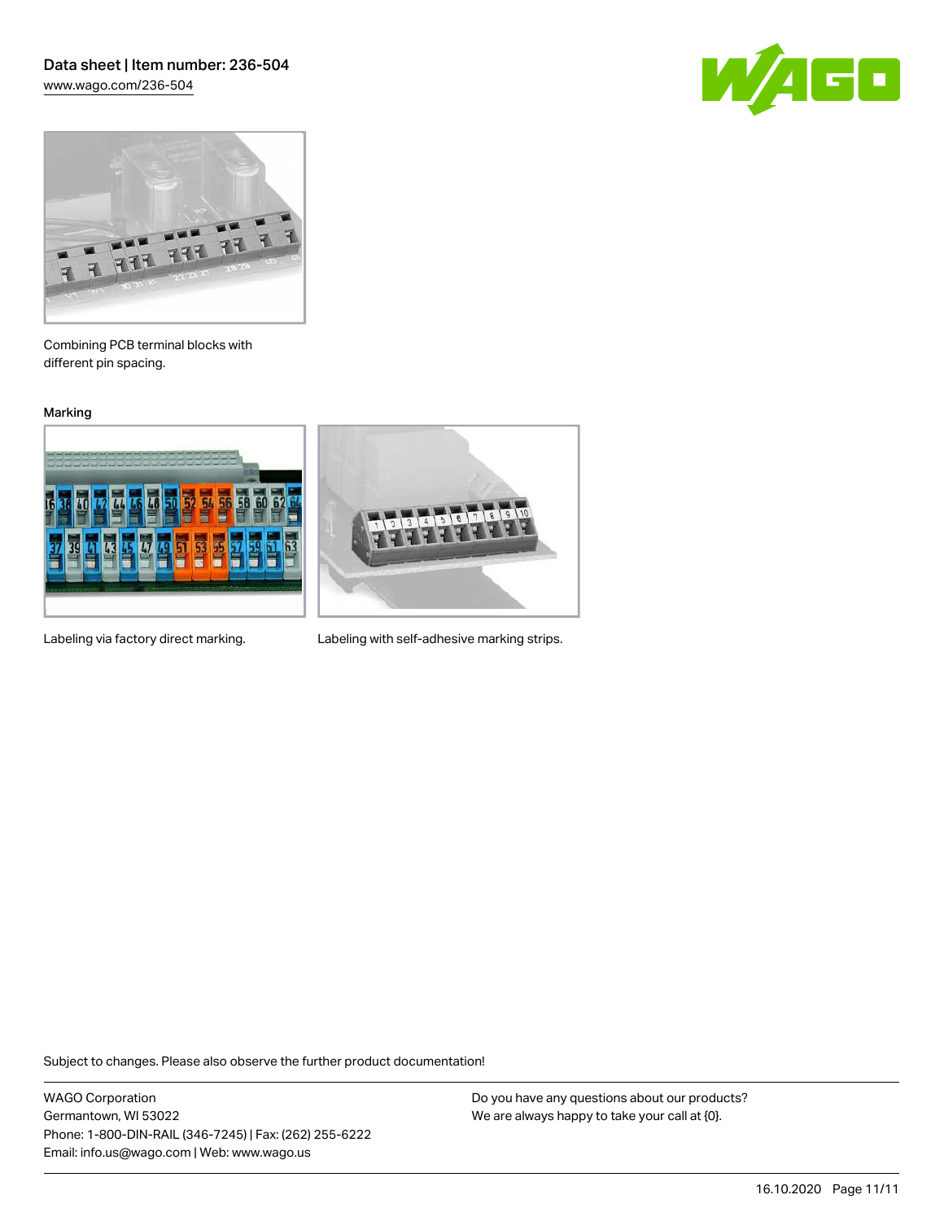Combining PCB terminal blocks with different pin spacing.

Marking

Labeling via factory direct marking.

Labeling with self-adhesive marking strips.

Subject to changes. Please also observe the further product documentation!

WAGO Corporation
Germantown, WI 53022
Phone: 1-800-DIN-RAIL (346-7245) | Fax: (262) 255-6222
Email: info.us@wago.com | Web: www.wago.us

Do you have any questions about our products?
We are always happy to take your call at {0}.